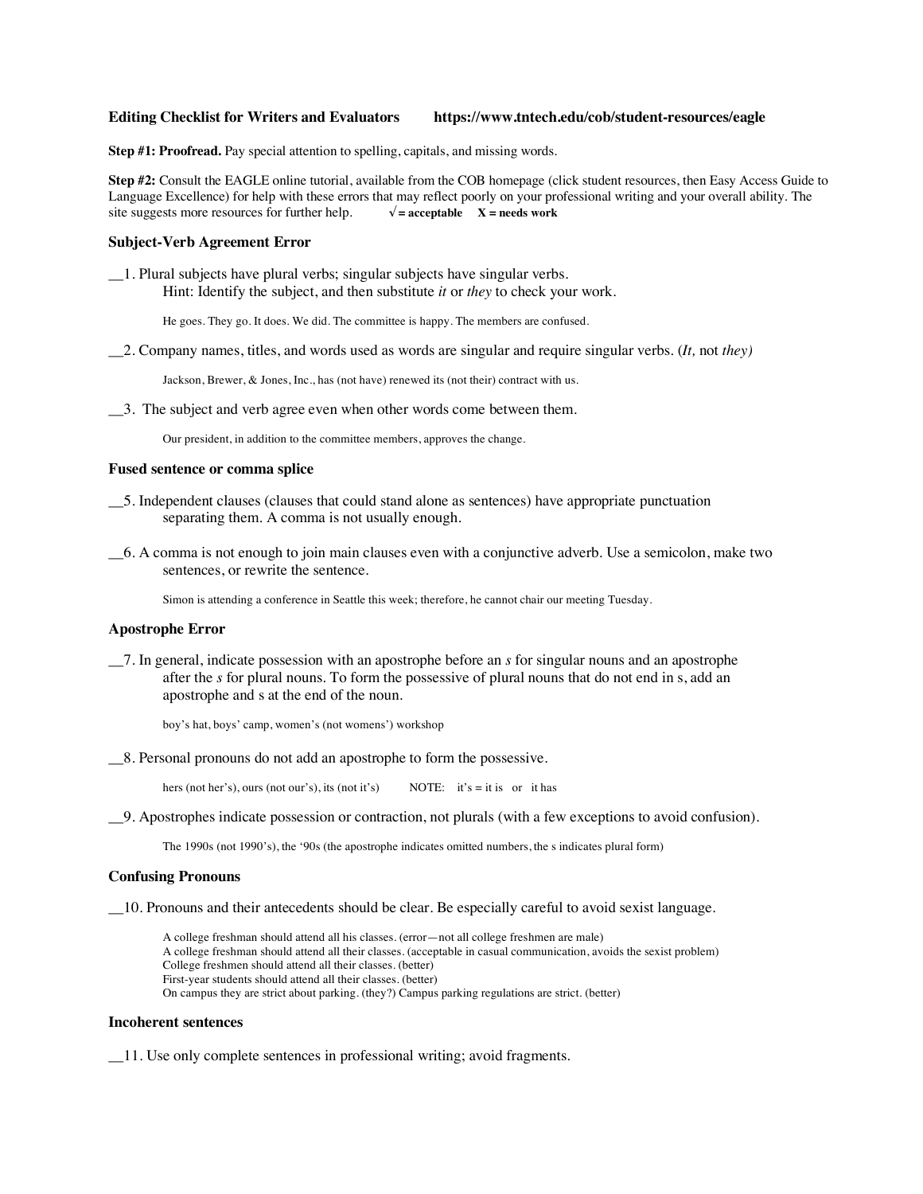**Editing Checklist for Writers and Evaluators** **https://www.tntech.edu/cob/student-resources/eagle**

**Step #1: Proofread.** Pay special attention to spelling, capitals, and missing words.

**Step #2:** Consult the EAGLE online tutorial, available from the COB homepage (click student resources, then Easy Access Guide to Language Excellence) for help with these errors that may reflect poorly on your professional writing and your overall ability. The site suggests more resources for further help. **√ = acceptable X = needs work**

### Subject-Verb Agreement Error

__1. Plural subjects have plural verbs; singular subjects have singular verbs.
Hint: Identify the subject, and then substitute *it* or *they* to check your work.

He goes. They go. It does. We did. The committee is happy. The members are confused.

__2. Company names, titles, and words used as words are singular and require singular verbs. (*It,* not *they)*

Jackson, Brewer, & Jones, Inc., has (not have) renewed its (not their) contract with us.

__3. The subject and verb agree even when other words come between them.

Our president, in addition to the committee members, approves the change.

### Fused sentence or comma splice

__5. Independent clauses (clauses that could stand alone as sentences) have appropriate punctuation separating them. A comma is not usually enough.

__6. A comma is not enough to join main clauses even with a conjunctive adverb. Use a semicolon, make two sentences, or rewrite the sentence.

Simon is attending a conference in Seattle this week; therefore, he cannot chair our meeting Tuesday.

### Apostrophe Error

__7. In general, indicate possession with an apostrophe before an *s* for singular nouns and an apostrophe after the *s* for plural nouns. To form the possessive of plural nouns that do not end in s, add an apostrophe and s at the end of the noun.

boy's hat, boys' camp, women's (not womens') workshop

__8. Personal pronouns do not add an apostrophe to form the possessive.

hers (not her's), ours (not our's), its (not it's) NOTE: it's = it is or it has

__9. Apostrophes indicate possession or contraction, not plurals (with a few exceptions to avoid confusion).

The 1990s (not 1990's), the '90s (the apostrophe indicates omitted numbers, the s indicates plural form)

### Confusing Pronouns

__10. Pronouns and their antecedents should be clear. Be especially careful to avoid sexist language.

A college freshman should attend all his classes. (error—not all college freshmen are male)
A college freshman should attend all their classes. (acceptable in casual communication, avoids the sexist problem)
College freshmen should attend all their classes. (better)
First-year students should attend all their classes. (better)
On campus they are strict about parking. (they?) Campus parking regulations are strict. (better)

### Incoherent sentences

__11. Use only complete sentences in professional writing; avoid fragments.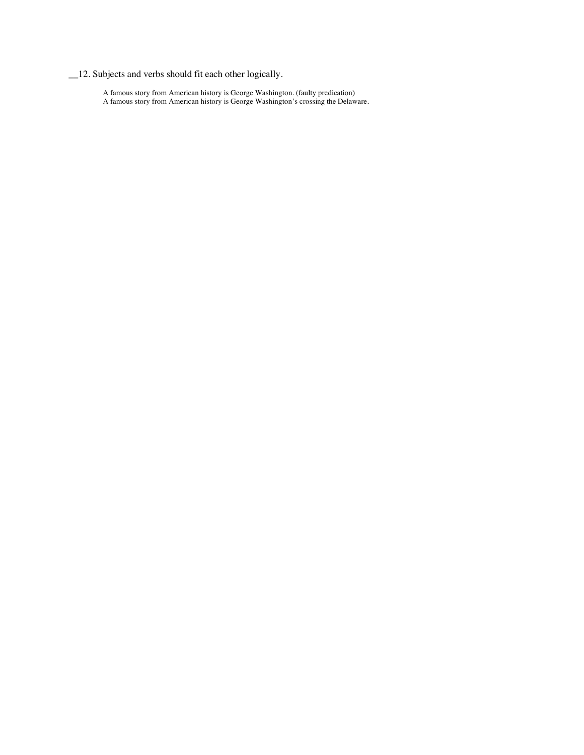__12. Subjects and verbs should fit each other logically.

> A famous story from American history is George Washington. (faulty predication)
> A famous story from American history is George Washington's crossing the Delaware.